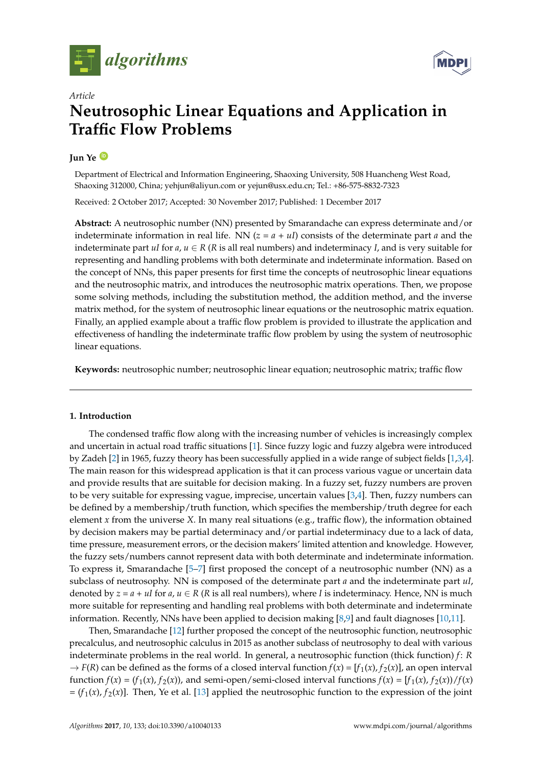*Article*

# Neutrosophic Linear Equations and Application in Traffic Flow Problems

**Jun Ye**

Department of Electrical and Information Engineering, Shaoxing University, 508 Huancheng West Road, Shaoxing 312000, China; yehjun@aliyun.com or yejun@usx.edu.cn; Tel.: +86-575-8832-7323

Received: 2 October 2017; Accepted: 30 November 2017; Published: 1 December 2017

**Abstract:** A neutrosophic number (NN) presented by Smarandache can express determinate and/or indeterminate information in real life. NN ($z = a + uI$) consists of the determinate part $a$ and the indeterminate part $uI$ for $a$, $u \in R$ ($R$ is all real numbers) and indeterminacy $I$, and is very suitable for representing and handling problems with both determinate and indeterminate information. Based on the concept of NNs, this paper presents for first time the concepts of neutrosophic linear equations and the neutrosophic matrix, and introduces the neutrosophic matrix operations. Then, we propose some solving methods, including the substitution method, the addition method, and the inverse matrix method, for the system of neutrosophic linear equations or the neutrosophic matrix equation. Finally, an applied example about a traffic flow problem is provided to illustrate the application and effectiveness of handling the indeterminate traffic flow problem by using the system of neutrosophic linear equations.

**Keywords:** neutrosophic number; neutrosophic linear equation; neutrosophic matrix; traffic flow

## 1. Introduction

The condensed traffic flow along with the increasing number of vehicles is increasingly complex and uncertain in actual road traffic situations [1]. Since fuzzy logic and fuzzy algebra were introduced by Zadeh [2] in 1965, fuzzy theory has been successfully applied in a wide range of subject fields [1,3,4]. The main reason for this widespread application is that it can process various vague or uncertain data and provide results that are suitable for decision making. In a fuzzy set, fuzzy numbers are proven to be very suitable for expressing vague, imprecise, uncertain values [3,4]. Then, fuzzy numbers can be defined by a membership/truth function, which specifies the membership/truth degree for each element $x$ from the universe $X$. In many real situations (e.g., traffic flow), the information obtained by decision makers may be partial determinacy and/or partial indeterminacy due to a lack of data, time pressure, measurement errors, or the decision makers' limited attention and knowledge. However, the fuzzy sets/numbers cannot represent data with both determinate and indeterminate information. To express it, Smarandache [5–7] first proposed the concept of a neutrosophic number (NN) as a subclass of neutrosophy. NN is composed of the determinate part $a$ and the indeterminate part $uI$, denoted by $z = a + uI$ for $a$, $u \in R$ ($R$ is all real numbers), where $I$ is indeterminacy. Hence, NN is much more suitable for representing and handling real problems with both determinate and indeterminate information. Recently, NNs have been applied to decision making [8,9] and fault diagnoses [10,11].

Then, Smarandache [12] further proposed the concept of the neutrosophic function, neutrosophic precalculus, and neutrosophic calculus in 2015 as another subclass of neutrosophy to deal with various indeterminate problems in the real world. In general, a neutrosophic function (thick function) $f$: $R \to F(R)$ can be defined as the forms of a closed interval function $f(x) = [f_1(x), f_2(x)]$, an open interval function $f(x) = (f_1(x), f_2(x))$, and semi-open/semi-closed interval functions $f(x) = [f_1(x), f_2(x))/f(x) = (f_1(x), f_2(x)]$. Then, Ye et al. [13] applied the neutrosophic function to the expression of the joint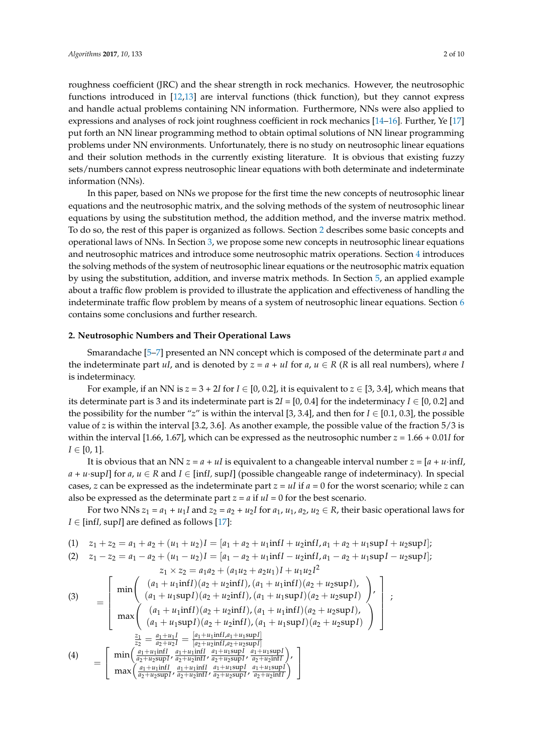roughness coefficient (JRC) and the shear strength in rock mechanics. However, the neutrosophic functions introduced in [12,13] are interval functions (thick function), but they cannot express and handle actual problems containing NN information. Furthermore, NNs were also applied to expressions and analyses of rock joint roughness coefficient in rock mechanics [14–16]. Further, Ye [17] put forth an NN linear programming method to obtain optimal solutions of NN linear programming problems under NN environments. Unfortunately, there is no study on neutrosophic linear equations and their solution methods in the currently existing literature. It is obvious that existing fuzzy sets/numbers cannot express neutrosophic linear equations with both determinate and indeterminate information (NNs).

In this paper, based on NNs we propose for the first time the new concepts of neutrosophic linear equations and the neutrosophic matrix, and the solving methods of the system of neutrosophic linear equations by using the substitution method, the addition method, and the inverse matrix method. To do so, the rest of this paper is organized as follows. Section 2 describes some basic concepts and operational laws of NNs. In Section 3, we propose some new concepts in neutrosophic linear equations and neutrosophic matrices and introduce some neutrosophic matrix operations. Section 4 introduces the solving methods of the system of neutrosophic linear equations or the neutrosophic matrix equation by using the substitution, addition, and inverse matrix methods. In Section 5, an applied example about a traffic flow problem is provided to illustrate the application and effectiveness of handling the indeterminate traffic flow problem by means of a system of neutrosophic linear equations. Section 6 contains some conclusions and further research.

## 2. Neutrosophic Numbers and Their Operational Laws

Smarandache [5–7] presented an NN concept which is composed of the determinate part $a$ and the indeterminate part $uI$, and is denoted by $z = a + uI$ for $a, u \in R$ ($R$ is all real numbers), where $I$ is indeterminacy.

For example, if an NN is $z = 3 + 2I$ for $I \in [0, 0.2]$, it is equivalent to $z \in [3, 3.4]$, which means that its determinate part is 3 and its indeterminate part is $2I = [0, 0.4]$ for the indeterminacy $I \in [0, 0.2]$ and the possibility for the number "$z$" is within the interval [3, 3.4], and then for $I \in [0.1, 0.3]$, the possible value of $z$ is within the interval [3.2, 3.6]. As another example, the possible value of the fraction 5/3 is within the interval [1.66, 1.67], which can be expressed as the neutrosophic number $z = 1.66 + 0.01I$ for $I \in [0, 1]$.

It is obvious that an NN $z = a + uI$ is equivalent to a changeable interval number $z = [a + u\cdot\inf I, a + u\cdot\sup I]$ for $a, u \in R$ and $I \in [\inf I, \sup I]$ (possible changeable range of indeterminacy). In special cases, $z$ can be expressed as the indeterminate part $z = uI$ if $a = 0$ for the worst scenario; while $z$ can also be expressed as the determinate part $z = a$ if $uI = 0$ for the best scenario.

For two NNs $z_1 = a_1 + u_1I$ and $z_2 = a_2 + u_2I$ for $a_1, u_1, a_2, u_2 \in R$, their basic operational laws for $I \in [\inf I, \sup I]$ are defined as follows [17]:

(1) $z_1 + z_2 = a_1 + a_2 + (u_1 + u_2)I = [a_1 + a_2 + u_1\inf I + u_2\inf I, a_1 + a_2 + u_1\sup I + u_2\sup I]$;

(2) $z_1 - z_2 = a_1 - a_2 + (u_1 - u_2)I = [a_1 - a_2 + u_1\inf I - u_2\inf I, a_1 - a_2 + u_1\sup I - u_2\sup I]$;

(3)
$$
\begin{aligned}
z_1 \times z_2 &= a_1a_2 + (a_1u_2 + a_2u_1)I + u_1u_2I^2 \\
&= \left[\begin{array}{l}
\min\left(\begin{array}{c}(a_1 + u_1\inf I)(a_2 + u_2\inf I), (a_1 + u_1\inf I)(a_2 + u_2\sup I), \\ (a_1 + u_1\sup I)(a_2 + u_2\inf I), (a_1 + u_1\sup I)(a_2 + u_2\sup I)\end{array}\right), \\
\max\left(\begin{array}{c}(a_1 + u_1\inf I)(a_2 + u_2\inf I), (a_1 + u_1\inf I)(a_2 + u_2\sup I), \\ (a_1 + u_1\sup I)(a_2 + u_2\inf I), (a_1 + u_1\sup I)(a_2 + u_2\sup I)\end{array}\right)
\end{array}\right];
\end{aligned}
$$

(4)
$$
\begin{aligned}
\frac{z_1}{z_2} &= \frac{a_1 + u_1I}{a_2 + u_2I} = \frac{[a_1 + u_1\inf I, a_1 + u_1\sup I]}{[a_2 + u_2\inf I, a_2 + u_2\sup I]} \\
&= \left[\begin{array}{l}
\min\left(\frac{a_1 + u_1\inf I}{a_2 + u_2\sup I}, \frac{a_1 + u_1\inf I}{a_2 + u_2\inf I}, \frac{a_1 + u_1\sup I}{a_2 + u_2\sup I}, \frac{a_1 + u_1\sup I}{a_2 + u_2\inf I}\right), \\
\max\left(\frac{a_1 + u_1\inf I}{a_2 + u_2\sup I}, \frac{a_1 + u_1\inf I}{a_2 + u_2\inf I}, \frac{a_1 + u_1\sup I}{a_2 + u_2\sup I}, \frac{a_1 + u_1\sup I}{a_2 + u_2\inf I}\right)
\end{array}\right]
\end{aligned}
$$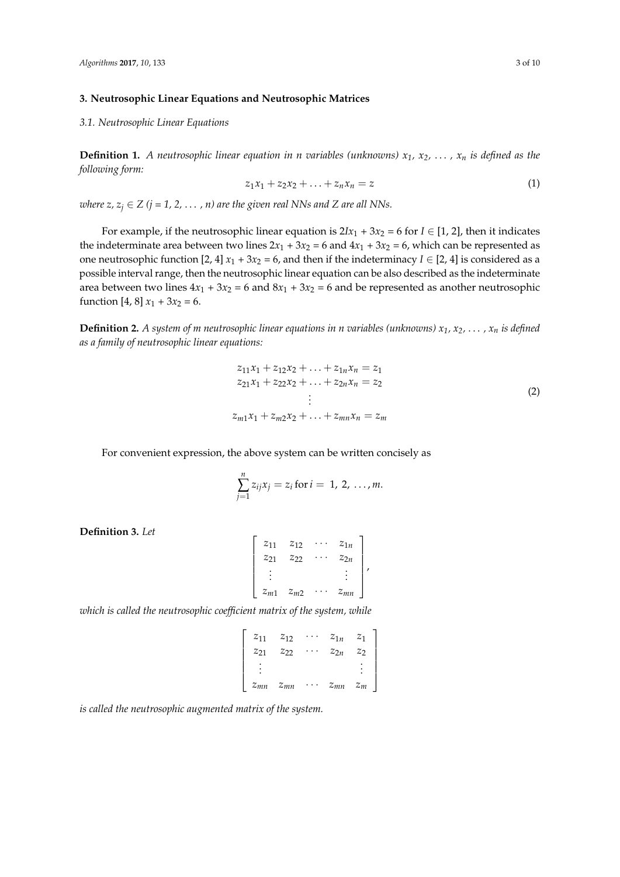### 3. Neutrosophic Linear Equations and Neutrosophic Matrices

#### 3.1. Neutrosophic Linear Equations

**Definition 1.** *A neutrosophic linear equation in n variables (unknowns) $x_1$, $x_2$, ..., $x_n$ is defined as the following form:*

$$z_1x_1 + z_2x_2 + \ldots + z_nx_n = z \tag{1}$$

*where $z, z_j \in Z$ ($j$ = 1, 2, ..., $n$) are the given real NNs and Z are all NNs.*

For example, if the neutrosophic linear equation is $2Ix_1 + 3x_2 = 6$ for $I \in [1, 2]$, then it indicates the indeterminate area between two lines $2x_1 + 3x_2 = 6$ and $4x_1 + 3x_2 = 6$, which can be represented as one neutrosophic function $[2, 4]\, x_1 + 3x_2 = 6$, and then if the indeterminacy $I \in [2, 4]$ is considered as a possible interval range, then the neutrosophic linear equation can be also described as the indeterminate area between two lines $4x_1 + 3x_2 = 6$ and $8x_1 + 3x_2 = 6$ and be represented as another neutrosophic function $[4, 8]\, x_1 + 3x_2 = 6$.

**Definition 2.** *A system of m neutrosophic linear equations in n variables (unknowns) $x_1$, $x_2$, ..., $x_n$ is defined as a family of neutrosophic linear equations:*

$$\begin{array}{c} z_{11}x_1 + z_{12}x_2 + \ldots + z_{1n}x_n = z_1 \\ z_{21}x_1 + z_{22}x_2 + \ldots + z_{2n}x_n = z_2 \\ \vdots \\ z_{m1}x_1 + z_{m2}x_2 + \ldots + z_{mn}x_n = z_m \end{array} \tag{2}$$

For convenient expression, the above system can be written concisely as

$$\sum_{j=1}^{n} z_{ij}x_j = z_i \text{ for } i = 1, 2, \ldots, m.$$

**Definition 3.** *Let*

$$\begin{bmatrix} z_{11} & z_{12} & \cdots & z_{1n} \\ z_{21} & z_{22} & \cdots & z_{2n} \\ \vdots & & & \vdots \\ z_{m1} & z_{m2} & \cdots & z_{mn} \end{bmatrix},$$

*which is called the neutrosophic coefficient matrix of the system, while*

$$\begin{bmatrix} z_{11} & z_{12} & \cdots & z_{1n} & z_1 \\ z_{21} & z_{22} & \cdots & z_{2n} & z_2 \\ \vdots & & & & \vdots \\ z_{mn} & z_{mn} & \cdots & z_{mn} & z_m \end{bmatrix}$$

*is called the neutrosophic augmented matrix of the system.*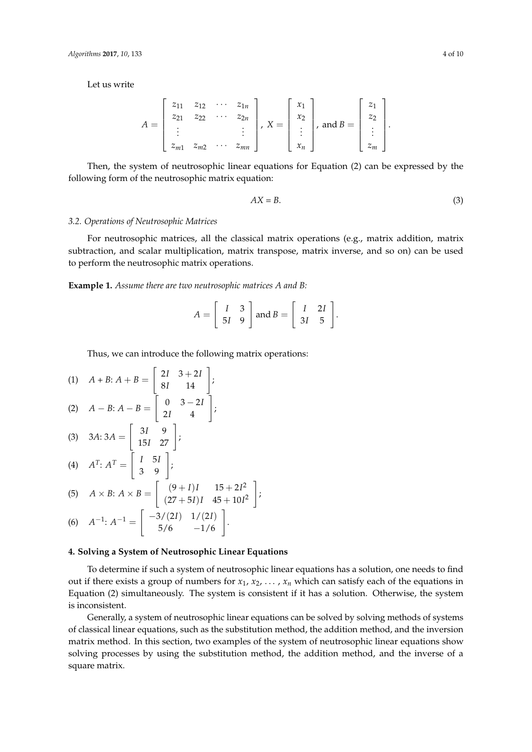Let us write

$$A = \begin{bmatrix} z_{11} & z_{12} & \cdots & z_{1n} \\ z_{21} & z_{22} & \cdots & z_{2n} \\ \vdots & & & \vdots \\ z_{m1} & z_{m2} & \cdots & z_{mn} \end{bmatrix},\ X = \begin{bmatrix} x_1 \\ x_2 \\ \vdots \\ x_n \end{bmatrix},\ \text{and } B = \begin{bmatrix} z_1 \\ z_2 \\ \vdots \\ z_m \end{bmatrix}.$$

Then, the system of neutrosophic linear equations for Equation (2) can be expressed by the following form of the neutrosophic matrix equation:

$$AX = B. \tag{3}$$

### *3.2. Operations of Neutrosophic Matrices*

For neutrosophic matrices, all the classical matrix operations (e.g., matrix addition, matrix subtraction, and scalar multiplication, matrix transpose, matrix inverse, and so on) can be used to perform the neutrosophic matrix operations.

**Example 1.** *Assume there are two neutrosophic matrices A and B:*

$$A = \begin{bmatrix} I & 3 \\ 5I & 9 \end{bmatrix} \text{ and } B = \begin{bmatrix} I & 2I \\ 3I & 5 \end{bmatrix}.$$

Thus, we can introduce the following matrix operations:

(1) $A + B$: $A + B = \begin{bmatrix} 2I & 3+2I \\ 8I & 14 \end{bmatrix}$;

(2) $A - B$: $A - B = \begin{bmatrix} 0 & 3-2I \\ 2I & 4 \end{bmatrix}$;

(3) $3A$: $3A = \begin{bmatrix} 3I & 9 \\ 15I & 27 \end{bmatrix}$;

(4) $A^T$: $A^T = \begin{bmatrix} I & 5I \\ 3 & 9 \end{bmatrix}$;

(5) $A \times B$: $A \times B = \begin{bmatrix} (9+I)I & 15+2I^2 \\ (27+5I)I & 45+10I^2 \end{bmatrix}$;

(6) $A^{-1}$: $A^{-1} = \begin{bmatrix} -3/(2I) & 1/(2I) \\ 5/6 & -1/6 \end{bmatrix}$.

## 4. Solving a System of Neutrosophic Linear Equations

To determine if such a system of neutrosophic linear equations has a solution, one needs to find out if there exists a group of numbers for $x_1, x_2, \ldots, x_n$ which can satisfy each of the equations in Equation (2) simultaneously. The system is consistent if it has a solution. Otherwise, the system is inconsistent.

Generally, a system of neutrosophic linear equations can be solved by solving methods of systems of classical linear equations, such as the substitution method, the addition method, and the inversion matrix method. In this section, two examples of the system of neutrosophic linear equations show solving processes by using the substitution method, the addition method, and the inverse of a square matrix.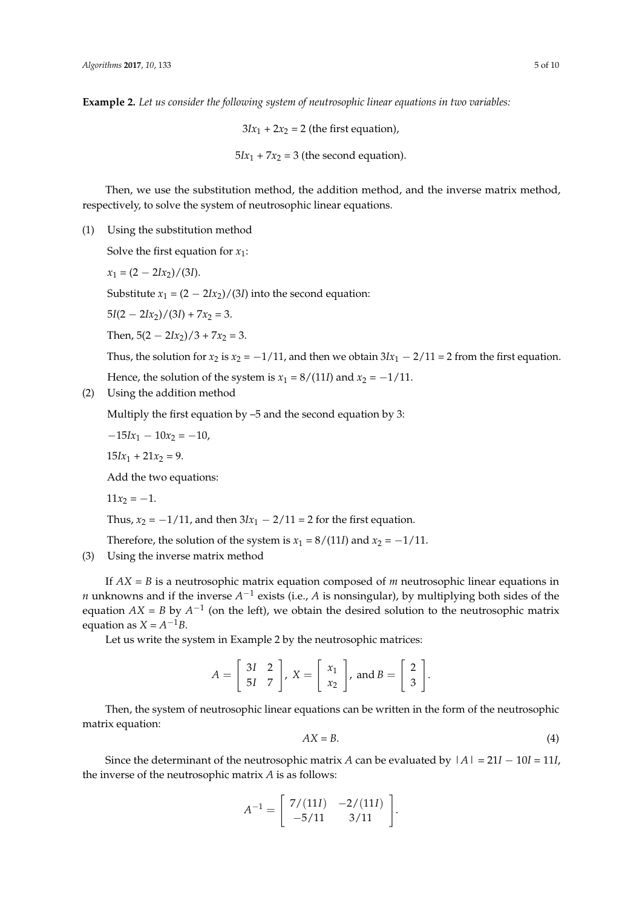**Example 2.** *Let us consider the following system of neutrosophic linear equations in two variables:*

$$3Ix_1 + 2x_2 = 2 \text{ (the first equation)},$$

$$5Ix_1 + 7x_2 = 3 \text{ (the second equation)}.$$

Then, we use the substitution method, the addition method, and the inverse matrix method, respectively, to solve the system of neutrosophic linear equations.

(1) Using the substitution method

Solve the first equation for $x_1$:

$x_1 = (2 - 2Ix_2)/(3I)$.

Substitute $x_1 = (2 - 2Ix_2)/(3I)$ into the second equation:

$5I(2 - 2Ix_2)/(3I) + 7x_2 = 3$.

Then, $5(2 - 2Ix_2)/3 + 7x_2 = 3$.

Thus, the solution for $x_2$ is $x_2 = -1/11$, and then we obtain $3Ix_1 - 2/11 = 2$ from the first equation.

Hence, the solution of the system is $x_1 = 8/(11I)$ and $x_2 = -1/11$.

(2) Using the addition method

Multiply the first equation by –5 and the second equation by 3:

$-15Ix_1 - 10x_2 = -10$,

$15Ix_1 + 21x_2 = 9$.

Add the two equations:

$11x_2 = -1$.

Thus, $x_2 = -1/11$, and then $3Ix_1 - 2/11 = 2$ for the first equation.

Therefore, the solution of the system is $x_1 = 8/(11I)$ and $x_2 = -1/11$.

(3) Using the inverse matrix method

If $AX = B$ is a neutrosophic matrix equation composed of $m$ neutrosophic linear equations in $n$ unknowns and if the inverse $A^{-1}$ exists (i.e., $A$ is nonsingular), by multiplying both sides of the equation $AX = B$ by $A^{-1}$ (on the left), we obtain the desired solution to the neutrosophic matrix equation as $X = A^{-1}B$.

Let us write the system in Example 2 by the neutrosophic matrices:

$$A = \begin{bmatrix} 3I & 2 \\ 5I & 7 \end{bmatrix},\ X = \begin{bmatrix} x_1 \\ x_2 \end{bmatrix},\ \text{and } B = \begin{bmatrix} 2 \\ 3 \end{bmatrix}.$$

Then, the system of neutrosophic linear equations can be written in the form of the neutrosophic matrix equation:

$$AX = B. \tag{4}$$

Since the determinant of the neutrosophic matrix $A$ can be evaluated by $|A| = 21I - 10I = 11I$, the inverse of the neutrosophic matrix $A$ is as follows:

$$A^{-1} = \begin{bmatrix} 7/(11I) & -2/(11I) \\ -5/11 & 3/11 \end{bmatrix}.$$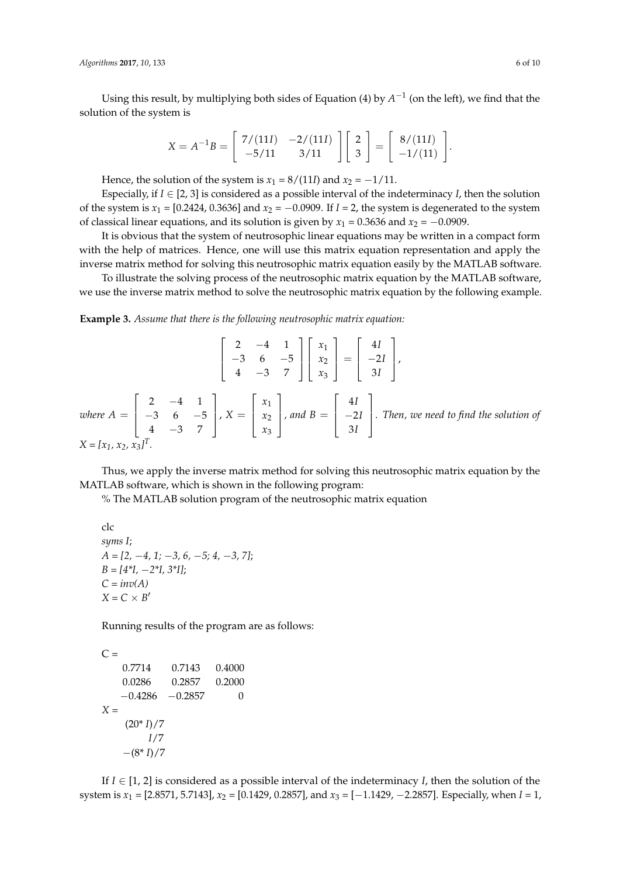Using this result, by multiplying both sides of Equation (4) by $A^{-1}$ (on the left), we find that the solution of the system is

$$X = A^{-1}B = \begin{bmatrix} 7/(11I) & -2/(11I) \\ -5/11 & 3/11 \end{bmatrix} \begin{bmatrix} 2 \\ 3 \end{bmatrix} = \begin{bmatrix} 8/(11I) \\ -1/(11) \end{bmatrix}.$$

Hence, the solution of the system is $x_1 = 8/(11I)$ and $x_2 = -1/11$.

Especially, if $I \in [2, 3]$ is considered as a possible interval of the indeterminacy $I$, then the solution of the system is $x_1 = [0.2424, 0.3636]$ and $x_2 = -0.0909$. If $I = 2$, the system is degenerated to the system of classical linear equations, and its solution is given by $x_1 = 0.3636$ and $x_2 = -0.0909$.

It is obvious that the system of neutrosophic linear equations may be written in a compact form with the help of matrices. Hence, one will use this matrix equation representation and apply the inverse matrix method for solving this neutrosophic matrix equation easily by the MATLAB software.

To illustrate the solving process of the neutrosophic matrix equation by the MATLAB software, we use the inverse matrix method to solve the neutrosophic matrix equation by the following example.

**Example 3.** *Assume that there is the following neutrosophic matrix equation:*

$$\begin{bmatrix} 2 & -4 & 1 \\ -3 & 6 & -5 \\ 4 & -3 & 7 \end{bmatrix} \begin{bmatrix} x_1 \\ x_2 \\ x_3 \end{bmatrix} = \begin{bmatrix} 4I \\ -2I \\ 3I \end{bmatrix},$$

*where* $A = \begin{bmatrix} 2 & -4 & 1 \\ -3 & 6 & -5 \\ 4 & -3 & 7 \end{bmatrix}$, $X = \begin{bmatrix} x_1 \\ x_2 \\ x_3 \end{bmatrix}$, *and* $B = \begin{bmatrix} 4I \\ -2I \\ 3I \end{bmatrix}$. *Then, we need to find the solution of* $X = [x_1, x_2, x_3]^T$.

Thus, we apply the inverse matrix method for solving this neutrosophic matrix equation by the MATLAB software, which is shown in the following program:

% The MATLAB solution program of the neutrosophic matrix equation

```
clc
syms I;
A = [2, −4, 1; −3, 6, −5; 4, −3, 7];
B = [4*I, −2*I, 3*I];
C = inv(A)
X = C × B′
```

Running results of the program are as follows:

```
C =
    0.7714     0.7143     0.4000
    0.0286     0.2857     0.2000
   −0.4286    −0.2857          0
X =
    (20* I)/7
         I/7
   −(8* I)/7
```

If $I \in [1, 2]$ is considered as a possible interval of the indeterminacy $I$, then the solution of the system is $x_1 = [2.8571, 5.7143]$, $x_2 = [0.1429, 0.2857]$, and $x_3 = [-1.1429, -2.2857]$. Especially, when $I = 1$,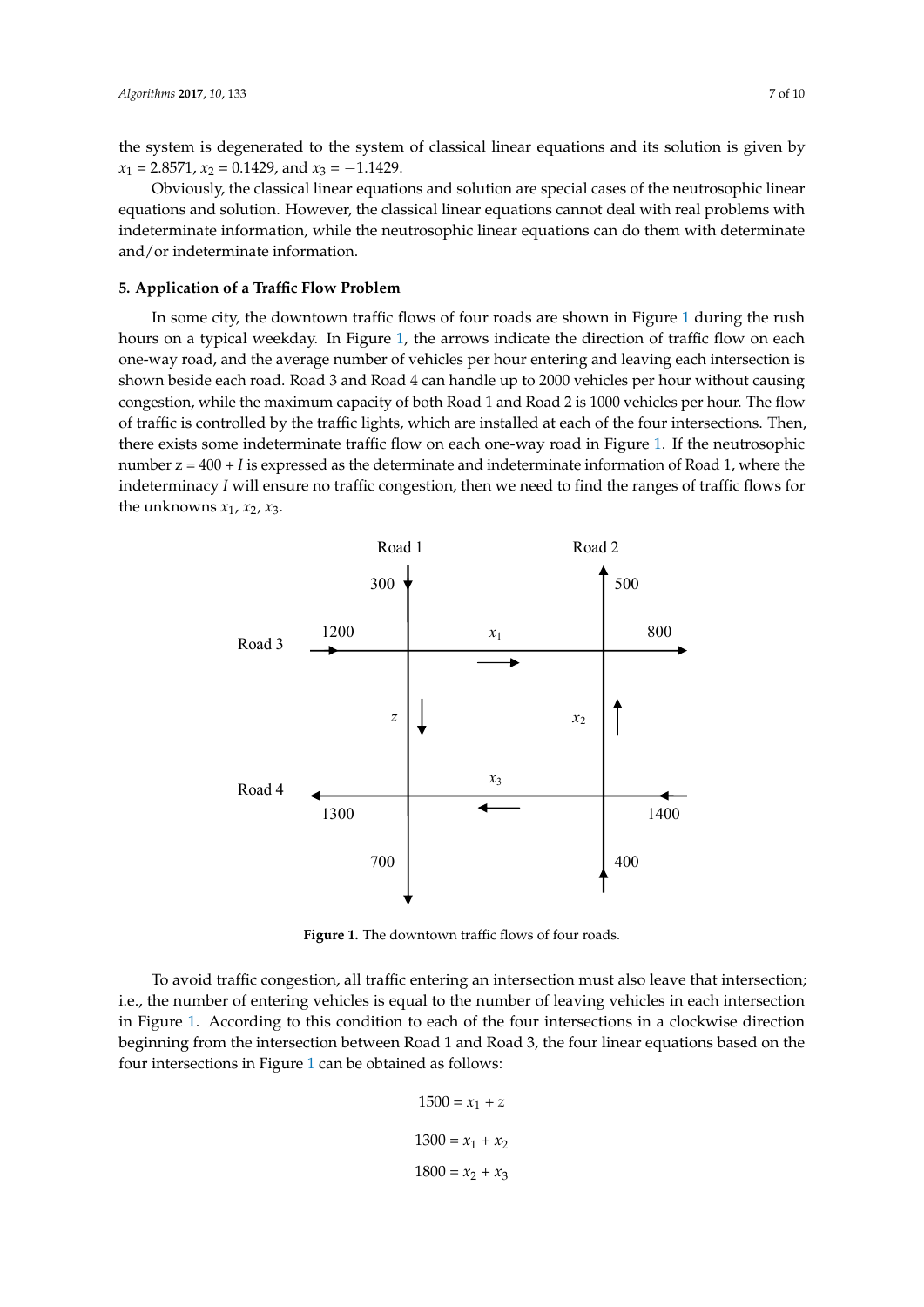the system is degenerated to the system of classical linear equations and its solution is given by $x_1 = 2.8571$, $x_2 = 0.1429$, and $x_3 = -1.1429$.

Obviously, the classical linear equations and solution are special cases of the neutrosophic linear equations and solution. However, the classical linear equations cannot deal with real problems with indeterminate information, while the neutrosophic linear equations can do them with determinate and/or indeterminate information.

## 5. Application of a Traffic Flow Problem

In some city, the downtown traffic flows of four roads are shown in Figure 1 during the rush hours on a typical weekday. In Figure 1, the arrows indicate the direction of traffic flow on each one-way road, and the average number of vehicles per hour entering and leaving each intersection is shown beside each road. Road 3 and Road 4 can handle up to 2000 vehicles per hour without causing congestion, while the maximum capacity of both Road 1 and Road 2 is 1000 vehicles per hour. The flow of traffic is controlled by the traffic lights, which are installed at each of the four intersections. Then, there exists some indeterminate traffic flow on each one-way road in Figure 1. If the neutrosophic number $z = 400 + I$ is expressed as the determinate and indeterminate information of Road 1, where the indeterminacy $I$ will ensure no traffic congestion, then we need to find the ranges of traffic flows for the unknowns $x_1$, $x_2$, $x_3$.

Figure 1. The downtown traffic flows of four roads.

To avoid traffic congestion, all traffic entering an intersection must also leave that intersection; i.e., the number of entering vehicles is equal to the number of leaving vehicles in each intersection in Figure 1. According to this condition to each of the four intersections in a clockwise direction beginning from the intersection between Road 1 and Road 3, the four linear equations based on the four intersections in Figure 1 can be obtained as follows:

$$1500 = x_1 + z$$

$$1300 = x_1 + x_2$$

$$1800 = x_2 + x_3$$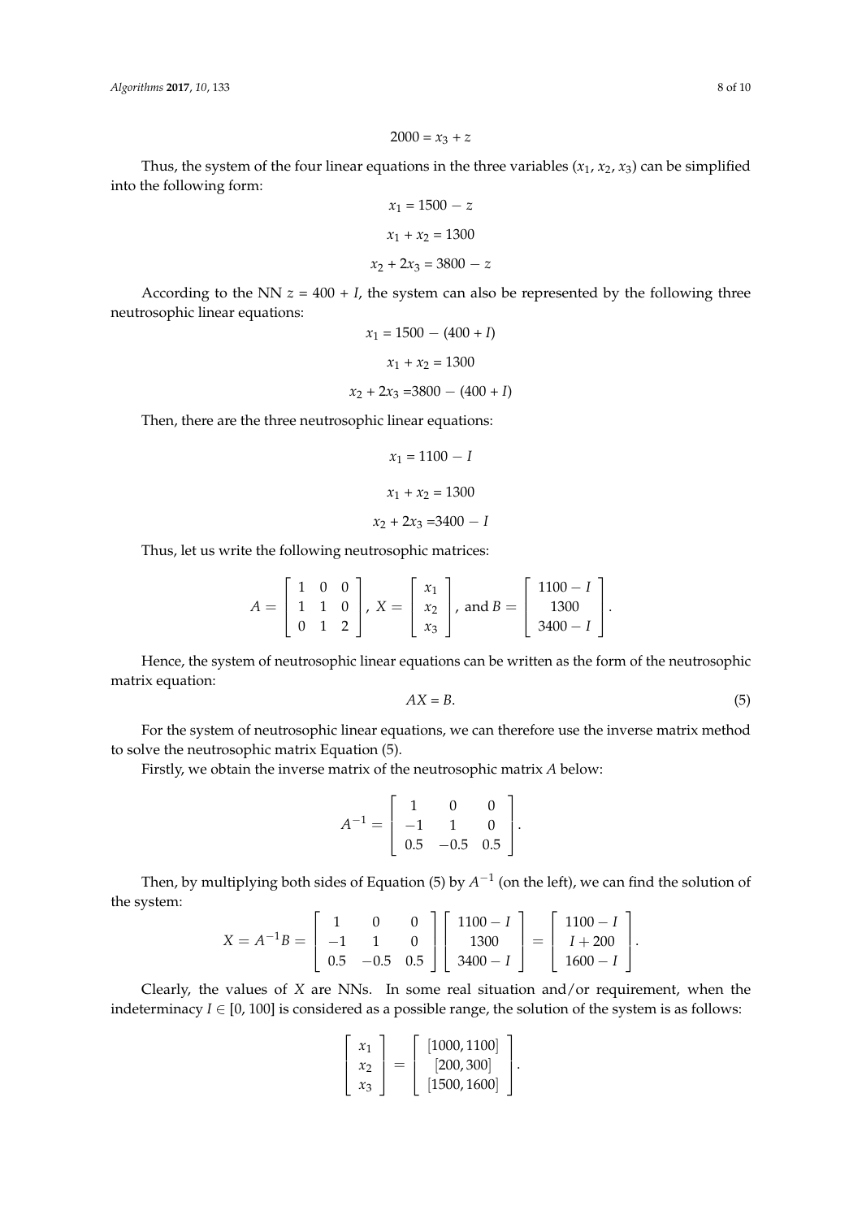$$2000 = x_3 + z$$

Thus, the system of the four linear equations in the three variables ($x_1$, $x_2$, $x_3$) can be simplified into the following form:

$$x_1 = 1500 - z$$

$$x_1 + x_2 = 1300$$

$$x_2 + 2x_3 = 3800 - z$$

According to the NN $z = 400 + I$, the system can also be represented by the following three neutrosophic linear equations:

$$x_1 = 1500 - (400 + I)$$

$$x_1 + x_2 = 1300$$

$$x_2 + 2x_3 = 3800 - (400 + I)$$

Then, there are the three neutrosophic linear equations:

$$x_1 = 1100 - I$$

$$x_1 + x_2 = 1300$$

$$x_2 + 2x_3 = 3400 - I$$

Thus, let us write the following neutrosophic matrices:

$$A = \begin{bmatrix} 1 & 0 & 0 \\ 1 & 1 & 0 \\ 0 & 1 & 2 \end{bmatrix},\ X = \begin{bmatrix} x_1 \\ x_2 \\ x_3 \end{bmatrix},\ \text{and } B = \begin{bmatrix} 1100 - I \\ 1300 \\ 3400 - I \end{bmatrix}.$$

Hence, the system of neutrosophic linear equations can be written as the form of the neutrosophic matrix equation:

$$AX = B. \tag{5}$$

For the system of neutrosophic linear equations, we can therefore use the inverse matrix method to solve the neutrosophic matrix Equation (5).

Firstly, we obtain the inverse matrix of the neutrosophic matrix $A$ below:

$$A^{-1} = \begin{bmatrix} 1 & 0 & 0 \\ -1 & 1 & 0 \\ 0.5 & -0.5 & 0.5 \end{bmatrix}.$$

Then, by multiplying both sides of Equation (5) by $A^{-1}$ (on the left), we can find the solution of the system:

$$X = A^{-1}B = \begin{bmatrix} 1 & 0 & 0 \\ -1 & 1 & 0 \\ 0.5 & -0.5 & 0.5 \end{bmatrix} \begin{bmatrix} 1100 - I \\ 1300 \\ 3400 - I \end{bmatrix} = \begin{bmatrix} 1100 - I \\ I + 200 \\ 1600 - I \end{bmatrix}.$$

Clearly, the values of $X$ are NNs. In some real situation and/or requirement, when the indeterminacy $I \in [0, 100]$ is considered as a possible range, the solution of the system is as follows:

$$\begin{bmatrix} x_1 \\ x_2 \\ x_3 \end{bmatrix} = \begin{bmatrix} [1000, 1100] \\ [200, 300] \\ [1500, 1600] \end{bmatrix}.$$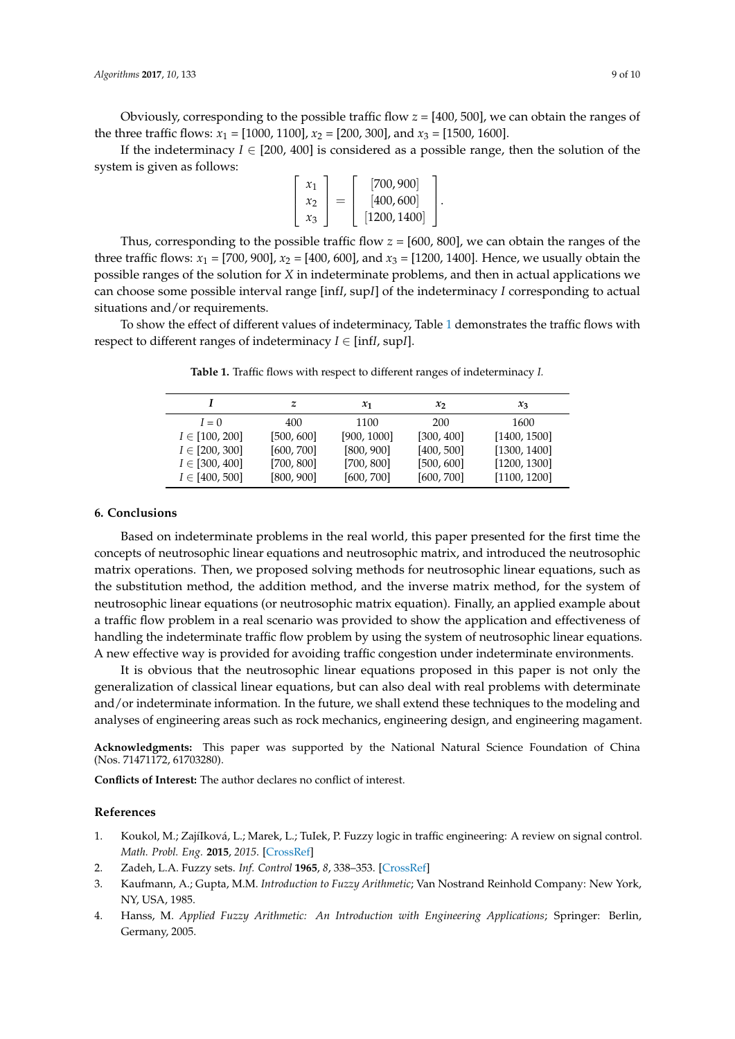Obviously, corresponding to the possible traffic flow $z$ = [400, 500], we can obtain the ranges of the three traffic flows: $x_1$ = [1000, 1100], $x_2$ = [200, 300], and $x_3$ = [1500, 1600].

If the indeterminacy $I \in [200, 400]$ is considered as a possible range, then the solution of the system is given as follows:

$$\begin{bmatrix} x_1 \\ x_2 \\ x_3 \end{bmatrix} = \begin{bmatrix} [700, 900] \\ [400, 600] \\ [1200, 1400] \end{bmatrix}.$$

Thus, corresponding to the possible traffic flow $z$ = [600, 800], we can obtain the ranges of the three traffic flows: $x_1$ = [700, 900], $x_2$ = [400, 600], and $x_3$ = [1200, 1400]. Hence, we usually obtain the possible ranges of the solution for $X$ in indeterminate problems, and then in actual applications we can choose some possible interval range [inf$I$, sup$I$] of the indeterminacy $I$ corresponding to actual situations and/or requirements.

To show the effect of different values of indeterminacy, Table 1 demonstrates the traffic flows with respect to different ranges of indeterminacy $I \in$ [inf$I$, sup$I$].

**Table 1.** Traffic flows with respect to different ranges of indeterminacy $I$.

| $I$ | $z$ | $x_1$ | $x_2$ | $x_3$ |
|---|---|---|---|---|
| $I = 0$ | 400 | 1100 | 200 | 1600 |
| $I \in$ [100, 200] | [500, 600] | [900, 1000] | [300, 400] | [1400, 1500] |
| $I \in$ [200, 300] | [600, 700] | [800, 900] | [400, 500] | [1300, 1400] |
| $I \in$ [300, 400] | [700, 800] | [700, 800] | [500, 600] | [1200, 1300] |
| $I \in$ [400, 500] | [800, 900] | [600, 700] | [600, 700] | [1100, 1200] |

## 6. Conclusions

Based on indeterminate problems in the real world, this paper presented for the first time the concepts of neutrosophic linear equations and neutrosophic matrix, and introduced the neutrosophic matrix operations. Then, we proposed solving methods for neutrosophic linear equations, such as the substitution method, the addition method, and the inverse matrix method, for the system of neutrosophic linear equations (or neutrosophic matrix equation). Finally, an applied example about a traffic flow problem in a real scenario was provided to show the application and effectiveness of handling the indeterminate traffic flow problem by using the system of neutrosophic linear equations. A new effective way is provided for avoiding traffic congestion under indeterminate environments.

It is obvious that the neutrosophic linear equations proposed in this paper is not only the generalization of classical linear equations, but can also deal with real problems with determinate and/or indeterminate information. In the future, we shall extend these techniques to the modeling and analyses of engineering areas such as rock mechanics, engineering design, and engineering magament.

**Acknowledgments:** This paper was supported by the National Natural Science Foundation of China (Nos. 71471172, 61703280).

**Conflicts of Interest:** The author declares no conflict of interest.

## References

1. Koukol, M.; ZajíIková, L.; Marek, L.; TuIek, P. Fuzzy logic in traffic engineering: A review on signal control. *Math. Probl. Eng.* **2015**, *2015*. [CrossRef]
2. Zadeh, L.A. Fuzzy sets. *Inf. Control* **1965**, *8*, 338–353. [CrossRef]
3. Kaufmann, A.; Gupta, M.M. *Introduction to Fuzzy Arithmetic*; Van Nostrand Reinhold Company: New York, NY, USA, 1985.
4. Hanss, M. *Applied Fuzzy Arithmetic: An Introduction with Engineering Applications*; Springer: Berlin, Germany, 2005.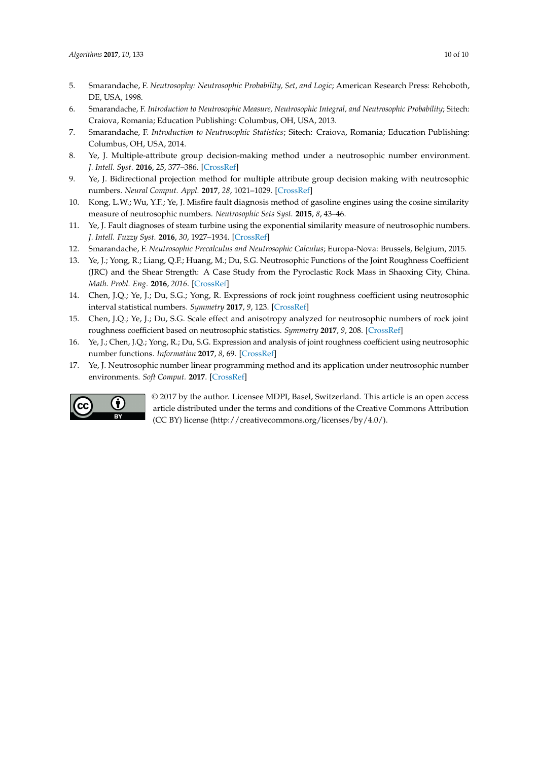5. Smarandache, F. *Neutrosophy: Neutrosophic Probability, Set, and Logic*; American Research Press: Rehoboth, DE, USA, 1998.
6. Smarandache, F. *Introduction to Neutrosophic Measure, Neutrosophic Integral, and Neutrosophic Probability*; Sitech: Craiova, Romania; Education Publishing: Columbus, OH, USA, 2013.
7. Smarandache, F. *Introduction to Neutrosophic Statistics*; Sitech: Craiova, Romania; Education Publishing: Columbus, OH, USA, 2014.
8. Ye, J. Multiple-attribute group decision-making method under a neutrosophic number environment. *J. Intell. Syst.* **2016**, *25*, 377–386. [CrossRef]
9. Ye, J. Bidirectional projection method for multiple attribute group decision making with neutrosophic numbers. *Neural Comput. Appl.* **2017**, *28*, 1021–1029. [CrossRef]
10. Kong, L.W.; Wu, Y.F.; Ye, J. Misfire fault diagnosis method of gasoline engines using the cosine similarity measure of neutrosophic numbers. *Neutrosophic Sets Syst.* **2015**, *8*, 43–46.
11. Ye, J. Fault diagnoses of steam turbine using the exponential similarity measure of neutrosophic numbers. *J. Intell. Fuzzy Syst.* **2016**, *30*, 1927–1934. [CrossRef]
12. Smarandache, F. *Neutrosophic Precalculus and Neutrosophic Calculus*; Europa-Nova: Brussels, Belgium, 2015.
13. Ye, J.; Yong, R.; Liang, Q.F.; Huang, M.; Du, S.G. Neutrosophic Functions of the Joint Roughness Coefficient (JRC) and the Shear Strength: A Case Study from the Pyroclastic Rock Mass in Shaoxing City, China. *Math. Probl. Eng.* **2016**, *2016*. [CrossRef]
14. Chen, J.Q.; Ye, J.; Du, S.G.; Yong, R. Expressions of rock joint roughness coefficient using neutrosophic interval statistical numbers. *Symmetry* **2017**, *9*, 123. [CrossRef]
15. Chen, J.Q.; Ye, J.; Du, S.G. Scale effect and anisotropy analyzed for neutrosophic numbers of rock joint roughness coefficient based on neutrosophic statistics. *Symmetry* **2017**, *9*, 208. [CrossRef]
16. Ye, J.; Chen, J.Q.; Yong, R.; Du, S.G. Expression and analysis of joint roughness coefficient using neutrosophic number functions. *Information* **2017**, *8*, 69. [CrossRef]
17. Ye, J. Neutrosophic number linear programming method and its application under neutrosophic number environments. *Soft Comput.* **2017**. [CrossRef]

© 2017 by the author. Licensee MDPI, Basel, Switzerland. This article is an open access article distributed under the terms and conditions of the Creative Commons Attribution (CC BY) license (http://creativecommons.org/licenses/by/4.0/).